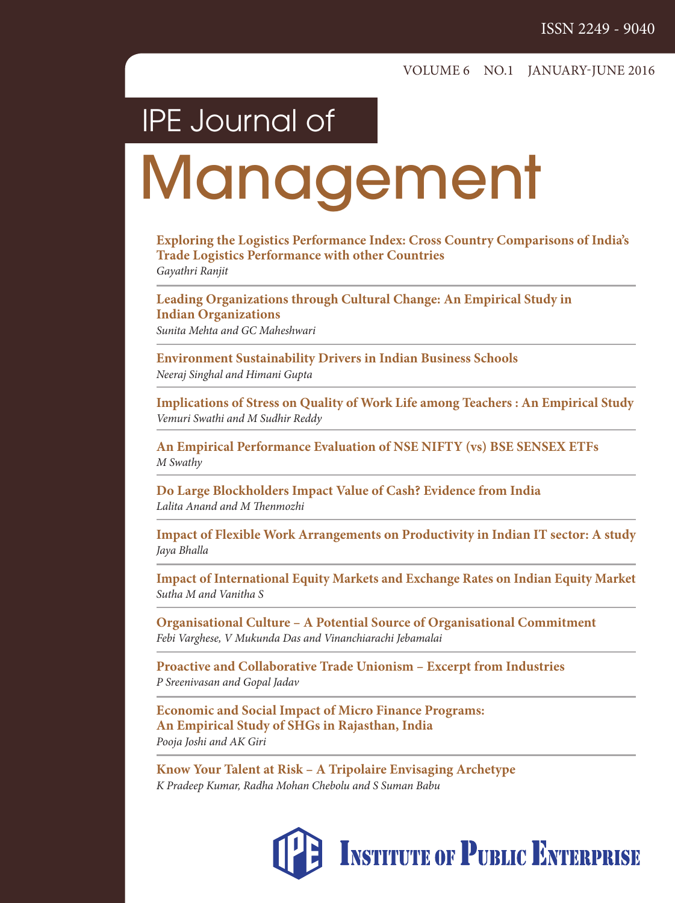ISSN 2249 - 9040

VOLUME 6 NO.1 JANUARY-JUNE 2016

# IPE Journal of Management

**Exploring the Logistics Performance Index: Cross Country Comparisons of India's Trade Logistics Performance with other Countries**
*Gayathri Ranjit*

**Leading Organizations through Cultural Change: An Empirical Study in Indian Organizations**
*Sunita Mehta and GC Maheshwari*

**Environment Sustainability Drivers in Indian Business Schools**
*Neeraj Singhal and Himani Gupta*

**Implications of Stress on Quality of Work Life among Teachers : An Empirical Study**
*Vemuri Swathi and M Sudhir Reddy*

**An Empirical Performance Evaluation of NSE NIFTY (vs) BSE SENSEX ETFs**
*M Swathy*

**Do Large Blockholders Impact Value of Cash? Evidence from India**
*Lalita Anand and M Thenmozhi*

**Impact of Flexible Work Arrangements on Productivity in Indian IT sector: A study**
*Jaya Bhalla*

**Impact of International Equity Markets and Exchange Rates on Indian Equity Market**
*Sutha M and Vanitha S*

**Organisational Culture – A Potential Source of Organisational Commitment**
*Febi Varghese, V Mukunda Das and Vinanchiarachi Jebamalai*

**Proactive and Collaborative Trade Unionism – Excerpt from Industries**
*P Sreenivasan and Gopal Jadav*

**Economic and Social Impact of Micro Finance Programs: An Empirical Study of SHGs in Rajasthan, India**
*Pooja Joshi and AK Giri*

**Know Your Talent at Risk – A Tripolaire Envisaging Archetype**
*K Pradeep Kumar, Radha Mohan Chebolu and S Suman Babu*

INSTITUTE OF PUBLIC ENTERPRISE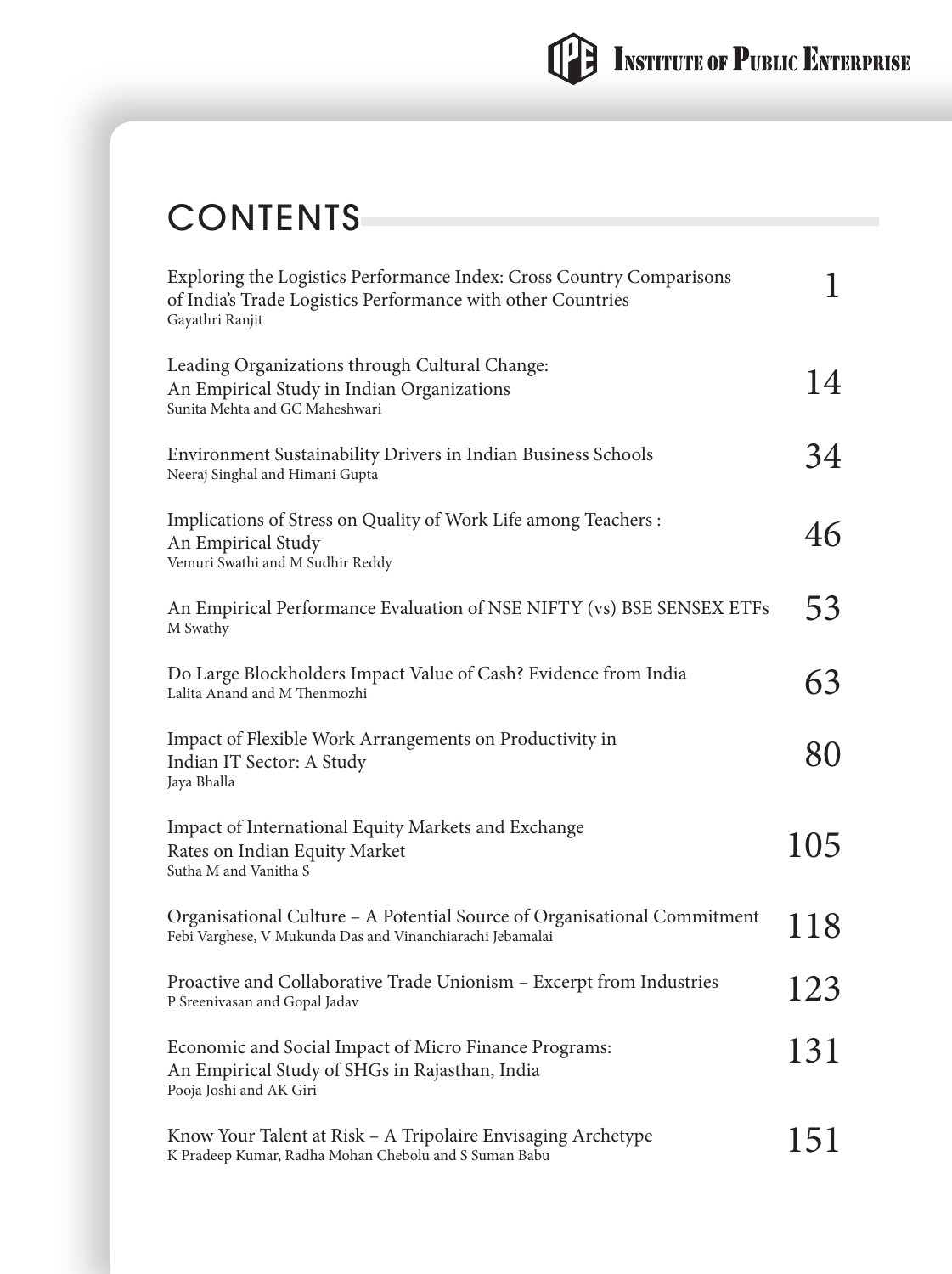# CONTENTS

| | |
|---|---|
| Exploring the Logistics Performance Index: Cross Country Comparisons of India's Trade Logistics Performance with other Countries<br>Gayathri Ranjit | 1 |
| Leading Organizations through Cultural Change: An Empirical Study in Indian Organizations<br>Sunita Mehta and GC Maheshwari | 14 |
| Environment Sustainability Drivers in Indian Business Schools<br>Neeraj Singhal and Himani Gupta | 34 |
| Implications of Stress on Quality of Work Life among Teachers : An Empirical Study<br>Vemuri Swathi and M Sudhir Reddy | 46 |
| An Empirical Performance Evaluation of NSE NIFTY (vs) BSE SENSEX ETFs<br>M Swathy | 53 |
| Do Large Blockholders Impact Value of Cash? Evidence from India<br>Lalita Anand and M Thenmozhi | 63 |
| Impact of Flexible Work Arrangements on Productivity in Indian IT Sector: A Study<br>Jaya Bhalla | 80 |
| Impact of International Equity Markets and Exchange Rates on Indian Equity Market<br>Sutha M and Vanitha S | 105 |
| Organisational Culture – A Potential Source of Organisational Commitment<br>Febi Varghese, V Mukunda Das and Vinanchiarachi Jebamalai | 118 |
| Proactive and Collaborative Trade Unionism – Excerpt from Industries<br>P Sreenivasan and Gopal Jadav | 123 |
| Economic and Social Impact of Micro Finance Programs: An Empirical Study of SHGs in Rajasthan, India<br>Pooja Joshi and AK Giri | 131 |
| Know Your Talent at Risk – A Tripolaire Envisaging Archetype<br>K Pradeep Kumar, Radha Mohan Chebolu and S Suman Babu | 151 |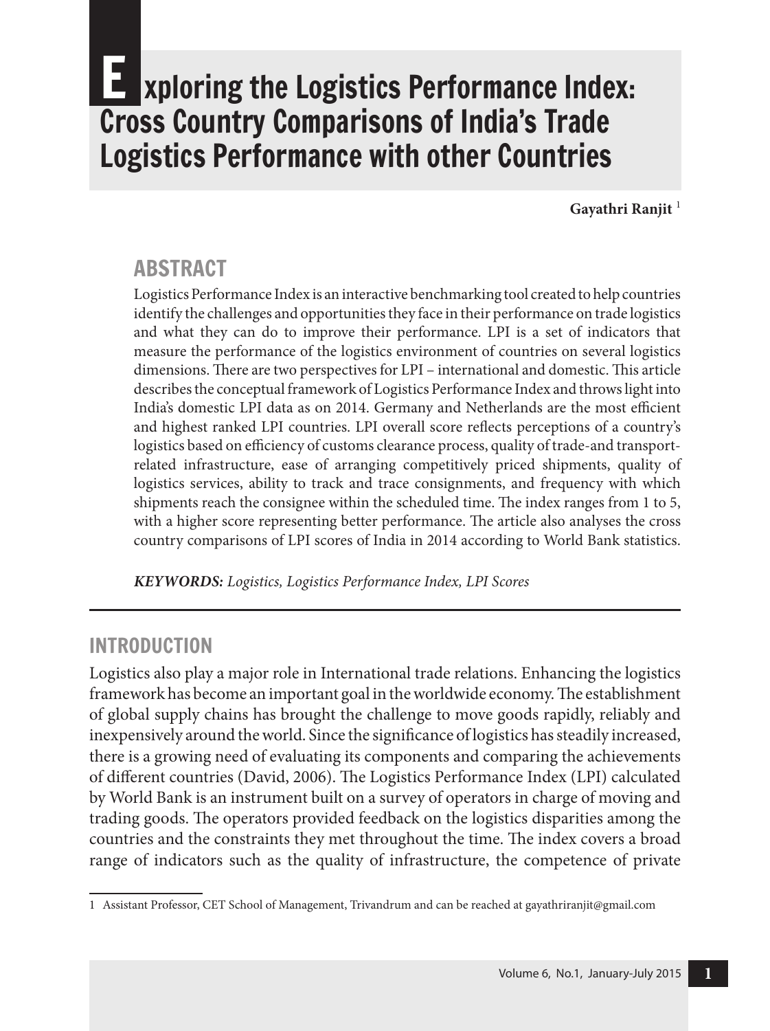# Exploring the Logistics Performance Index: Cross Country Comparisons of India's Trade Logistics Performance with other Countries

**Gayathri Ranjit** [1]

## ABSTRACT

Logistics Performance Index is an interactive benchmarking tool created to help countries identify the challenges and opportunities they face in their performance on trade logistics and what they can do to improve their performance. LPI is a set of indicators that measure the performance of the logistics environment of countries on several logistics dimensions. There are two perspectives for LPI – international and domestic. This article describes the conceptual framework of Logistics Performance Index and throws light into India's domestic LPI data as on 2014. Germany and Netherlands are the most efficient and highest ranked LPI countries. LPI overall score reflects perceptions of a country's logistics based on efficiency of customs clearance process, quality of trade-and transport-related infrastructure, ease of arranging competitively priced shipments, quality of logistics services, ability to track and trace consignments, and frequency with which shipments reach the consignee within the scheduled time. The index ranges from 1 to 5, with a higher score representing better performance. The article also analyses the cross country comparisons of LPI scores of India in 2014 according to World Bank statistics.

***KEYWORDS:*** *Logistics, Logistics Performance Index, LPI Scores*

## INTRODUCTION

Logistics also play a major role in International trade relations. Enhancing the logistics framework has become an important goal in the worldwide economy. The establishment of global supply chains has brought the challenge to move goods rapidly, reliably and inexpensively around the world. Since the significance of logistics has steadily increased, there is a growing need of evaluating its components and comparing the achievements of different countries (David, 2006). The Logistics Performance Index (LPI) calculated by World Bank is an instrument built on a survey of operators in charge of moving and trading goods. The operators provided feedback on the logistics disparities among the countries and the constraints they met throughout the time. The index covers a broad range of indicators such as the quality of infrastructure, the competence of private

---

1 Assistant Professor, CET School of Management, Trivandrum and can be reached at gayathriranjit@gmail.com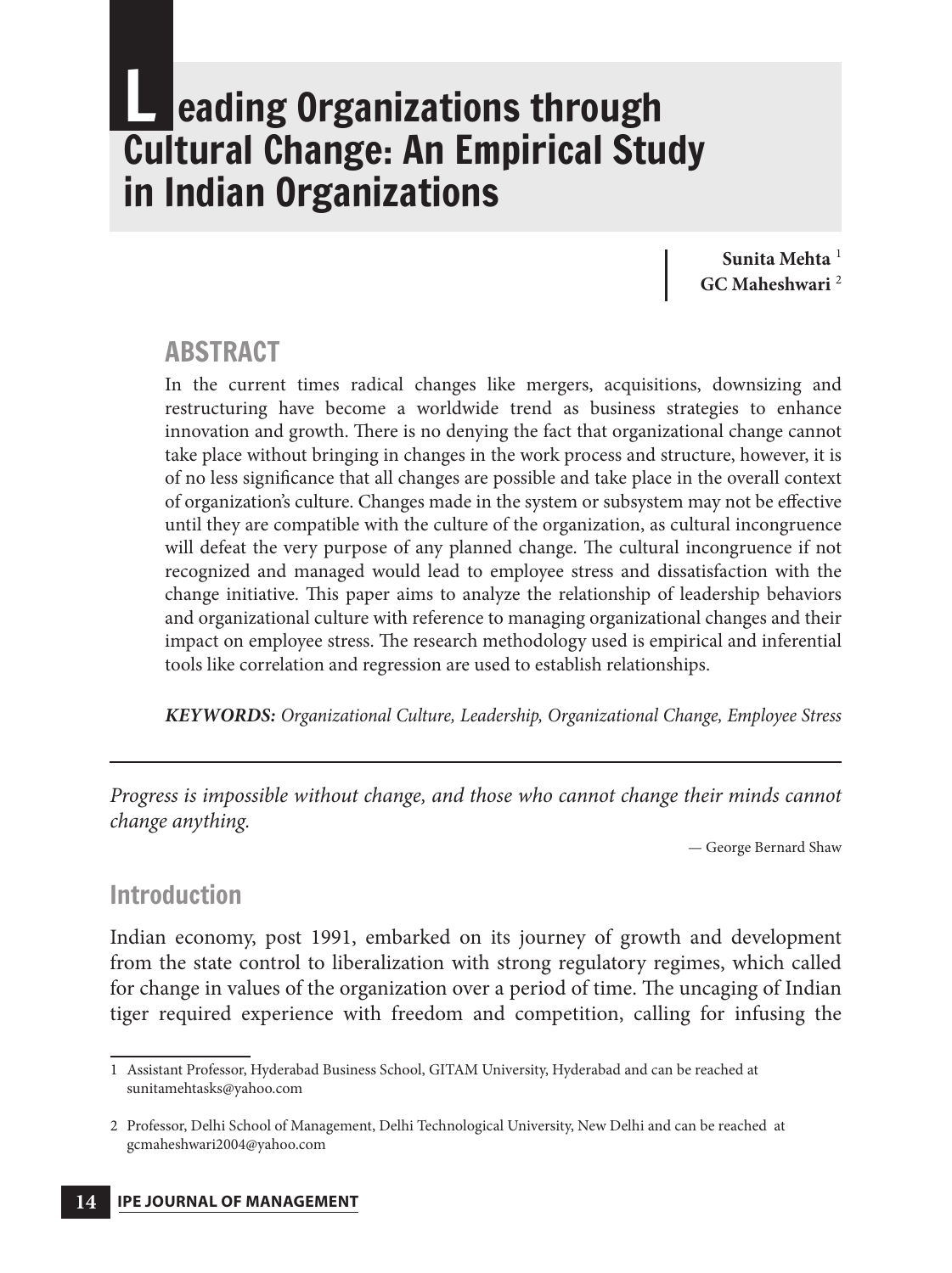# Leading Organizations through Cultural Change: An Empirical Study in Indian Organizations

**Sunita Mehta** [1]
**GC Maheshwari** [2]

## ABSTRACT

In the current times radical changes like mergers, acquisitions, downsizing and restructuring have become a worldwide trend as business strategies to enhance innovation and growth. There is no denying the fact that organizational change cannot take place without bringing in changes in the work process and structure, however, it is of no less significance that all changes are possible and take place in the overall context of organization's culture. Changes made in the system or subsystem may not be effective until they are compatible with the culture of the organization, as cultural incongruence will defeat the very purpose of any planned change. The cultural incongruence if not recognized and managed would lead to employee stress and dissatisfaction with the change initiative. This paper aims to analyze the relationship of leadership behaviors and organizational culture with reference to managing organizational changes and their impact on employee stress. The research methodology used is empirical and inferential tools like correlation and regression are used to establish relationships.

***KEYWORDS:*** *Organizational Culture, Leadership, Organizational Change, Employee Stress*

---

*Progress is impossible without change, and those who cannot change their minds cannot change anything.*

— George Bernard Shaw

## Introduction

Indian economy, post 1991, embarked on its journey of growth and development from the state control to liberalization with strong regulatory regimes, which called for change in values of the organization over a period of time. The uncaging of Indian tiger required experience with freedom and competition, calling for infusing the

---

1 Assistant Professor, Hyderabad Business School, GITAM University, Hyderabad and can be reached at sunitamehtasks@yahoo.com

2 Professor, Delhi School of Management, Delhi Technological University, New Delhi and can be reached at gcmaheshwari2004@yahoo.com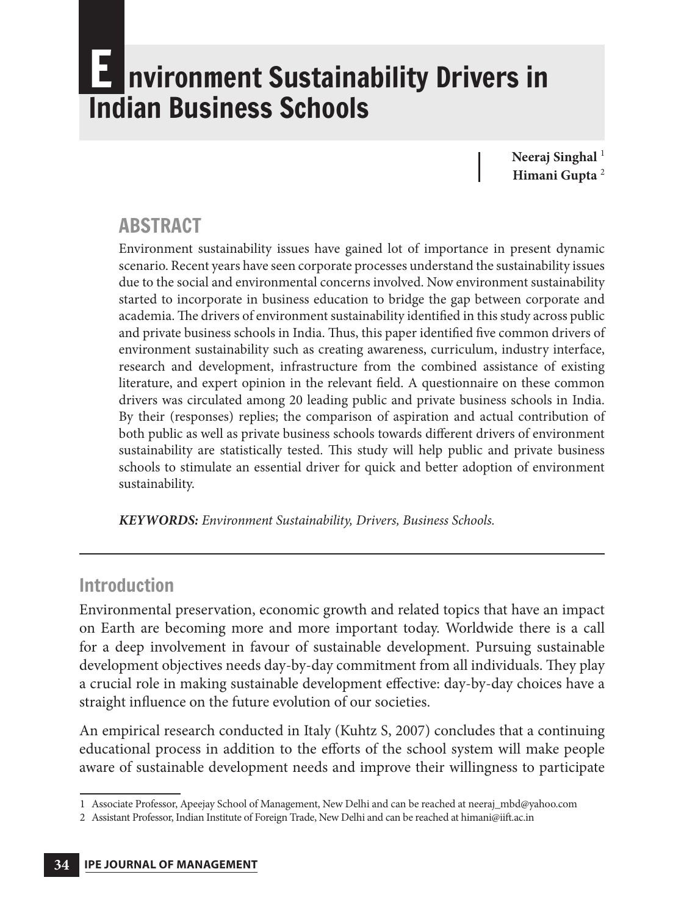# Environment Sustainability Drivers in Indian Business Schools

**Neeraj Singhal** [1]
**Himani Gupta** [2]

## ABSTRACT

Environment sustainability issues have gained lot of importance in present dynamic scenario. Recent years have seen corporate processes understand the sustainability issues due to the social and environmental concerns involved. Now environment sustainability started to incorporate in business education to bridge the gap between corporate and academia. The drivers of environment sustainability identified in this study across public and private business schools in India. Thus, this paper identified five common drivers of environment sustainability such as creating awareness, curriculum, industry interface, research and development, infrastructure from the combined assistance of existing literature, and expert opinion in the relevant field. A questionnaire on these common drivers was circulated among 20 leading public and private business schools in India. By their (responses) replies; the comparison of aspiration and actual contribution of both public as well as private business schools towards different drivers of environment sustainability are statistically tested. This study will help public and private business schools to stimulate an essential driver for quick and better adoption of environment sustainability.

***KEYWORDS:*** *Environment Sustainability, Drivers, Business Schools.*

## Introduction

Environmental preservation, economic growth and related topics that have an impact on Earth are becoming more and more important today. Worldwide there is a call for a deep involvement in favour of sustainable development. Pursuing sustainable development objectives needs day-by-day commitment from all individuals. They play a crucial role in making sustainable development effective: day-by-day choices have a straight influence on the future evolution of our societies.

An empirical research conducted in Italy (Kuhtz S, 2007) concludes that a continuing educational process in addition to the efforts of the school system will make people aware of sustainable development needs and improve their willingness to participate

1 Associate Professor, Apeejay School of Management, New Delhi and can be reached at neeraj_mbd@yahoo.com

2 Assistant Professor, Indian Institute of Foreign Trade, New Delhi and can be reached at himani@iift.ac.in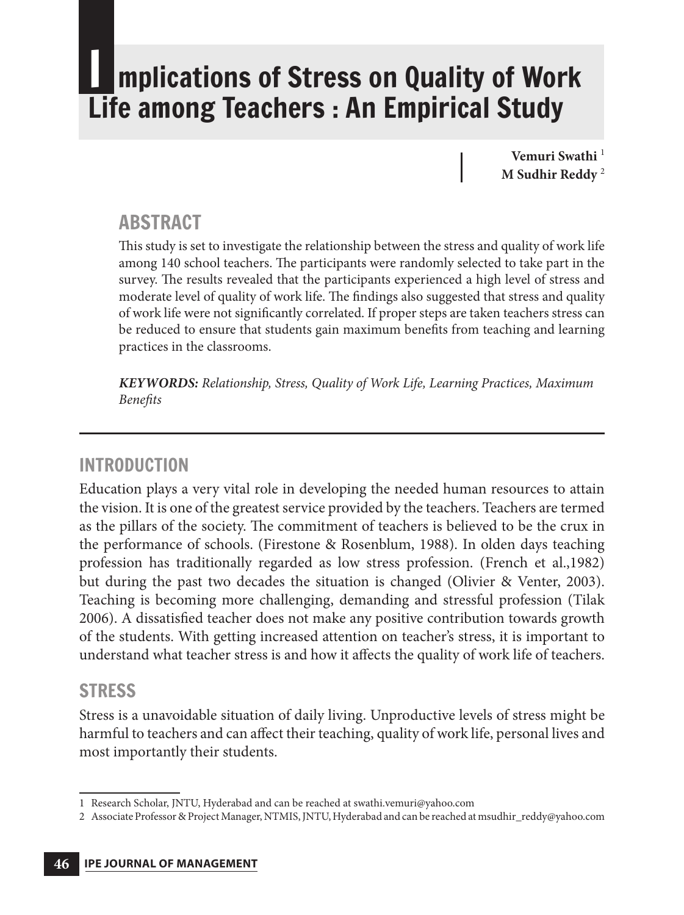# Implications of Stress on Quality of Work Life among Teachers : An Empirical Study

**Vemuri Swathi** [1]
**M Sudhir Reddy** [2]

## ABSTRACT

This study is set to investigate the relationship between the stress and quality of work life among 140 school teachers. The participants were randomly selected to take part in the survey. The results revealed that the participants experienced a high level of stress and moderate level of quality of work life. The findings also suggested that stress and quality of work life were not significantly correlated. If proper steps are taken teachers stress can be reduced to ensure that students gain maximum benefits from teaching and learning practices in the classrooms.

***KEYWORDS:*** *Relationship, Stress, Quality of Work Life, Learning Practices, Maximum Benefits*

## INTRODUCTION

Education plays a very vital role in developing the needed human resources to attain the vision. It is one of the greatest service provided by the teachers. Teachers are termed as the pillars of the society. The commitment of teachers is believed to be the crux in the performance of schools. (Firestone & Rosenblum, 1988). In olden days teaching profession has traditionally regarded as low stress profession. (French et al.,1982) but during the past two decades the situation is changed (Olivier & Venter, 2003). Teaching is becoming more challenging, demanding and stressful profession (Tilak 2006). A dissatisfied teacher does not make any positive contribution towards growth of the students. With getting increased attention on teacher's stress, it is important to understand what teacher stress is and how it affects the quality of work life of teachers.

## STRESS

Stress is a unavoidable situation of daily living. Unproductive levels of stress might be harmful to teachers and can affect their teaching, quality of work life, personal lives and most importantly their students.

---

1 Research Scholar, JNTU, Hyderabad and can be reached at swathi.vemuri@yahoo.com

2 Associate Professor & Project Manager, NTMIS, JNTU, Hyderabad and can be reached at msudhir_reddy@yahoo.com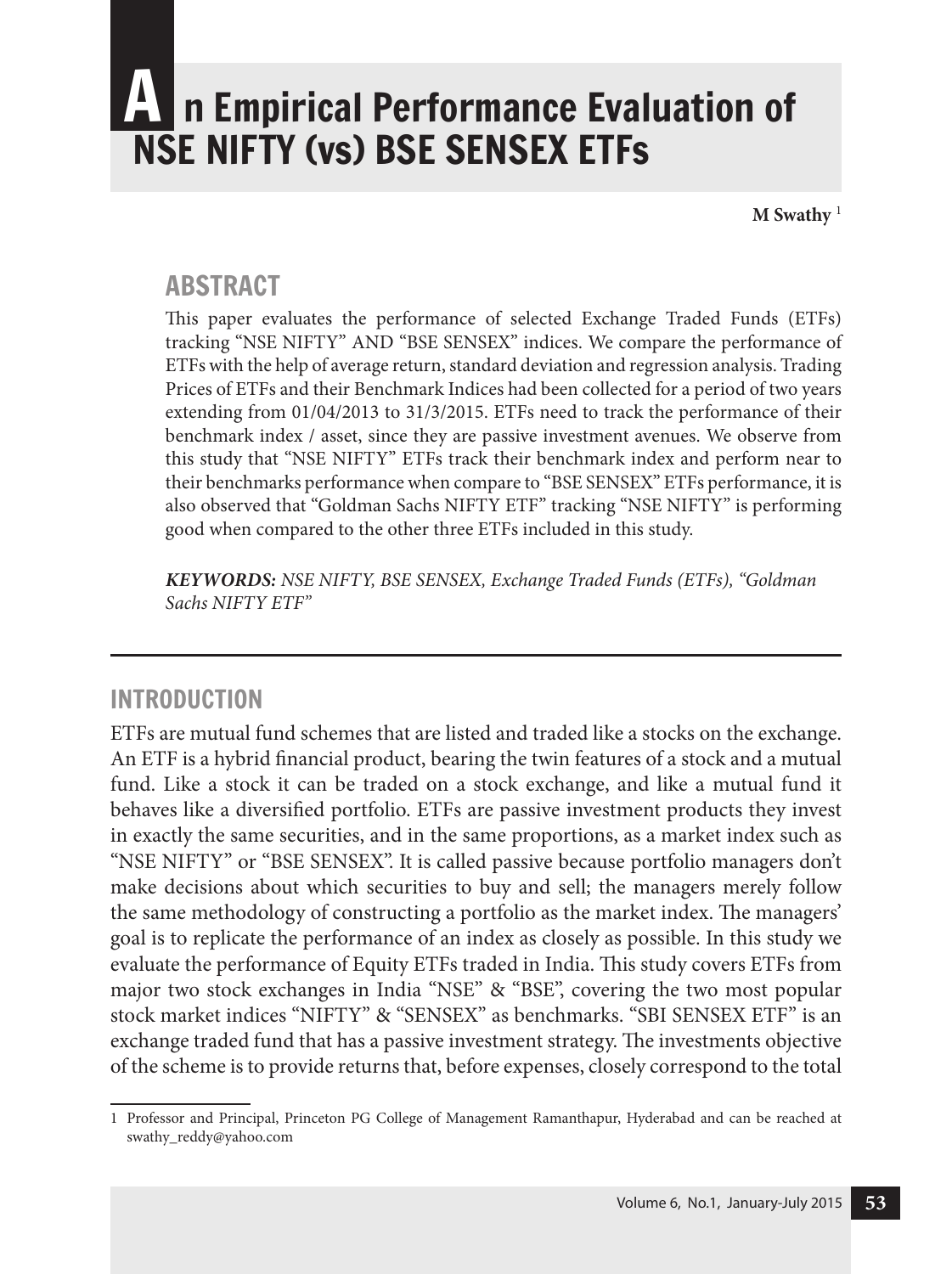# An Empirical Performance Evaluation of NSE NIFTY (vs) BSE SENSEX ETFs

**M Swathy** [1]

## ABSTRACT

This paper evaluates the performance of selected Exchange Traded Funds (ETFs) tracking "NSE NIFTY" AND "BSE SENSEX" indices. We compare the performance of ETFs with the help of average return, standard deviation and regression analysis. Trading Prices of ETFs and their Benchmark Indices had been collected for a period of two years extending from 01/04/2013 to 31/3/2015. ETFs need to track the performance of their benchmark index / asset, since they are passive investment avenues. We observe from this study that "NSE NIFTY" ETFs track their benchmark index and perform near to their benchmarks performance when compare to "BSE SENSEX" ETFs performance, it is also observed that "Goldman Sachs NIFTY ETF" tracking "NSE NIFTY" is performing good when compared to the other three ETFs included in this study.

***KEYWORDS:*** *NSE NIFTY, BSE SENSEX, Exchange Traded Funds (ETFs), "Goldman Sachs NIFTY ETF"*

## INTRODUCTION

ETFs are mutual fund schemes that are listed and traded like a stocks on the exchange. An ETF is a hybrid financial product, bearing the twin features of a stock and a mutual fund. Like a stock it can be traded on a stock exchange, and like a mutual fund it behaves like a diversified portfolio. ETFs are passive investment products they invest in exactly the same securities, and in the same proportions, as a market index such as "NSE NIFTY" or "BSE SENSEX". It is called passive because portfolio managers don't make decisions about which securities to buy and sell; the managers merely follow the same methodology of constructing a portfolio as the market index. The managers' goal is to replicate the performance of an index as closely as possible. In this study we evaluate the performance of Equity ETFs traded in India. This study covers ETFs from major two stock exchanges in India "NSE" & "BSE", covering the two most popular stock market indices "NIFTY" & "SENSEX" as benchmarks. "SBI SENSEX ETF" is an exchange traded fund that has a passive investment strategy. The investments objective of the scheme is to provide returns that, before expenses, closely correspond to the total

---

[1] Professor and Principal, Princeton PG College of Management Ramanthapur, Hyderabad and can be reached at swathy_reddy@yahoo.com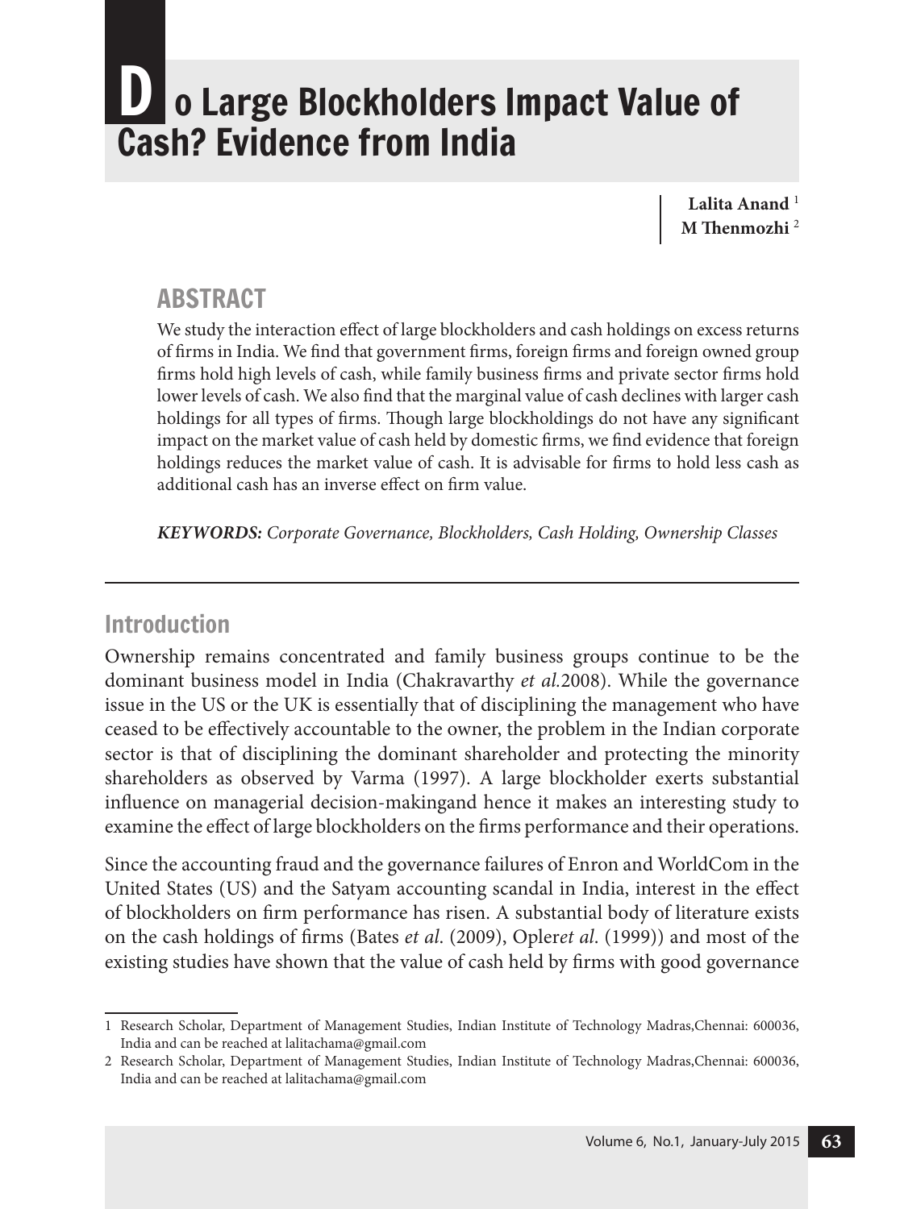# Do Large Blockholders Impact Value of Cash? Evidence from India

**Lalita Anand** [1]
**M Thenmozhi** [2]

## ABSTRACT

We study the interaction effect of large blockholders and cash holdings on excess returns of firms in India. We find that government firms, foreign firms and foreign owned group firms hold high levels of cash, while family business firms and private sector firms hold lower levels of cash. We also find that the marginal value of cash declines with larger cash holdings for all types of firms. Though large blockholdings do not have any significant impact on the market value of cash held by domestic firms, we find evidence that foreign holdings reduces the market value of cash. It is advisable for firms to hold less cash as additional cash has an inverse effect on firm value.

***KEYWORDS:*** *Corporate Governance, Blockholders, Cash Holding, Ownership Classes*

## Introduction

Ownership remains concentrated and family business groups continue to be the dominant business model in India (Chakravarthy *et al.*2008). While the governance issue in the US or the UK is essentially that of disciplining the management who have ceased to be effectively accountable to the owner, the problem in the Indian corporate sector is that of disciplining the dominant shareholder and protecting the minority shareholders as observed by Varma (1997). A large blockholder exerts substantial influence on managerial decision-makingand hence it makes an interesting study to examine the effect of large blockholders on the firms performance and their operations.

Since the accounting fraud and the governance failures of Enron and WorldCom in the United States (US) and the Satyam accounting scandal in India, interest in the effect of blockholders on firm performance has risen. A substantial body of literature exists on the cash holdings of firms (Bates *et al*. (2009), Opler*et al*. (1999)) and most of the existing studies have shown that the value of cash held by firms with good governance

---

1 Research Scholar, Department of Management Studies, Indian Institute of Technology Madras,Chennai: 600036, India and can be reached at lalitachama@gmail.com

2 Research Scholar, Department of Management Studies, Indian Institute of Technology Madras,Chennai: 600036, India and can be reached at lalitachama@gmail.com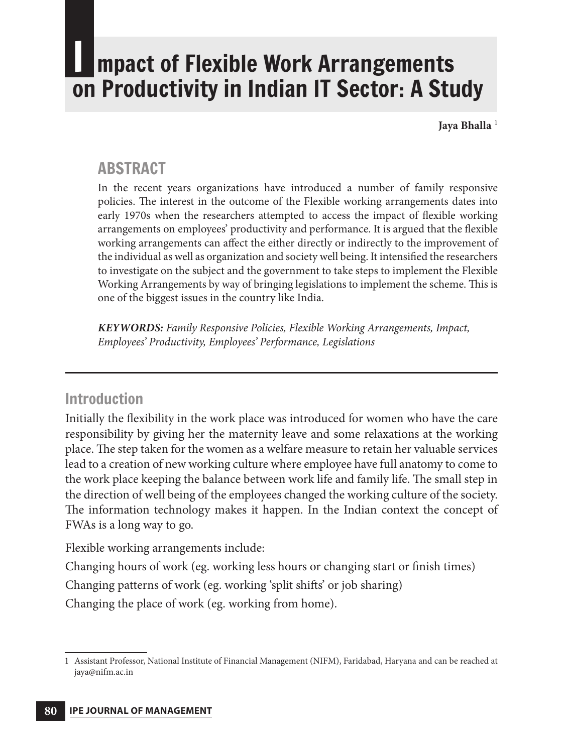# Impact of Flexible Work Arrangements on Productivity in Indian IT Sector: A Study

**Jaya Bhalla** [1]

## ABSTRACT

In the recent years organizations have introduced a number of family responsive policies. The interest in the outcome of the Flexible working arrangements dates into early 1970s when the researchers attempted to access the impact of flexible working arrangements on employees' productivity and performance. It is argued that the flexible working arrangements can affect the either directly or indirectly to the improvement of the individual as well as organization and society well being. It intensified the researchers to investigate on the subject and the government to take steps to implement the Flexible Working Arrangements by way of bringing legislations to implement the scheme. This is one of the biggest issues in the country like India.

***KEYWORDS:*** *Family Responsive Policies, Flexible Working Arrangements, Impact, Employees' Productivity, Employees' Performance, Legislations*

---

## Introduction

Initially the flexibility in the work place was introduced for women who have the care responsibility by giving her the maternity leave and some relaxations at the working place. The step taken for the women as a welfare measure to retain her valuable services lead to a creation of new working culture where employee have full anatomy to come to the work place keeping the balance between work life and family life. The small step in the direction of well being of the employees changed the working culture of the society. The information technology makes it happen. In the Indian context the concept of FWAs is a long way to go.

Flexible working arrangements include:

Changing hours of work (eg. working less hours or changing start or finish times)

Changing patterns of work (eg. working 'split shifts' or job sharing)

Changing the place of work (eg. working from home).

---

[1] Assistant Professor, National Institute of Financial Management (NIFM), Faridabad, Haryana and can be reached at jaya@nifm.ac.in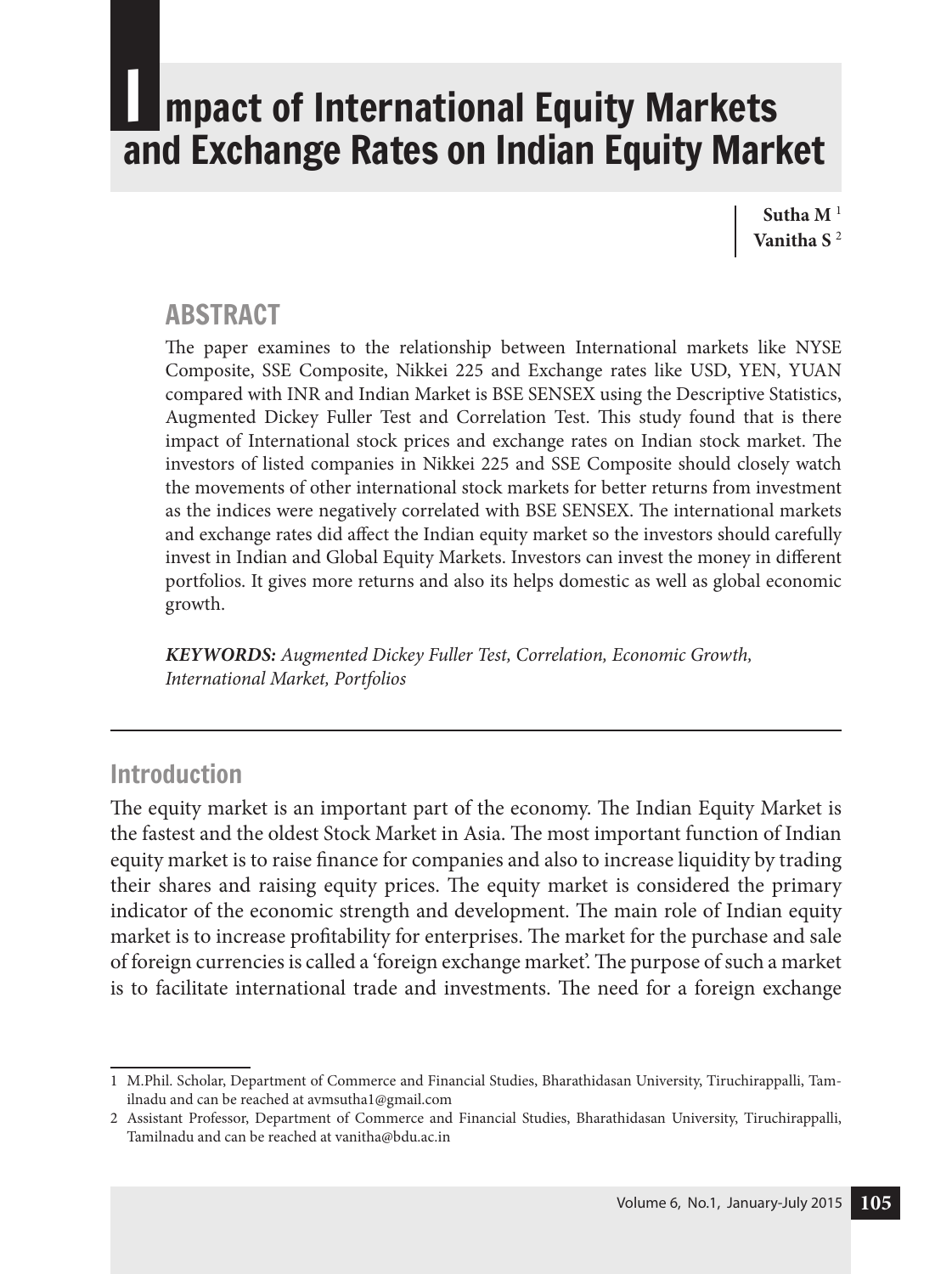# Impact of International Equity Markets and Exchange Rates on Indian Equity Market

**Sutha M** [1]
**Vanitha S** [2]

## ABSTRACT

The paper examines to the relationship between International markets like NYSE Composite, SSE Composite, Nikkei 225 and Exchange rates like USD, YEN, YUAN compared with INR and Indian Market is BSE SENSEX using the Descriptive Statistics, Augmented Dickey Fuller Test and Correlation Test. This study found that is there impact of International stock prices and exchange rates on Indian stock market. The investors of listed companies in Nikkei 225 and SSE Composite should closely watch the movements of other international stock markets for better returns from investment as the indices were negatively correlated with BSE SENSEX. The international markets and exchange rates did affect the Indian equity market so the investors should carefully invest in Indian and Global Equity Markets. Investors can invest the money in different portfolios. It gives more returns and also its helps domestic as well as global economic growth.

***KEYWORDS:*** *Augmented Dickey Fuller Test, Correlation, Economic Growth, International Market, Portfolios*

## Introduction

The equity market is an important part of the economy. The Indian Equity Market is the fastest and the oldest Stock Market in Asia. The most important function of Indian equity market is to raise finance for companies and also to increase liquidity by trading their shares and raising equity prices. The equity market is considered the primary indicator of the economic strength and development. The main role of Indian equity market is to increase profitability for enterprises. The market for the purchase and sale of foreign currencies is called a 'foreign exchange market'. The purpose of such a market is to facilitate international trade and investments. The need for a foreign exchange

---

1 M.Phil. Scholar, Department of Commerce and Financial Studies, Bharathidasan University, Tiruchirappalli, Tamilnadu and can be reached at avmsutha1@gmail.com

2 Assistant Professor, Department of Commerce and Financial Studies, Bharathidasan University, Tiruchirappalli, Tamilnadu and can be reached at vanitha@bdu.ac.in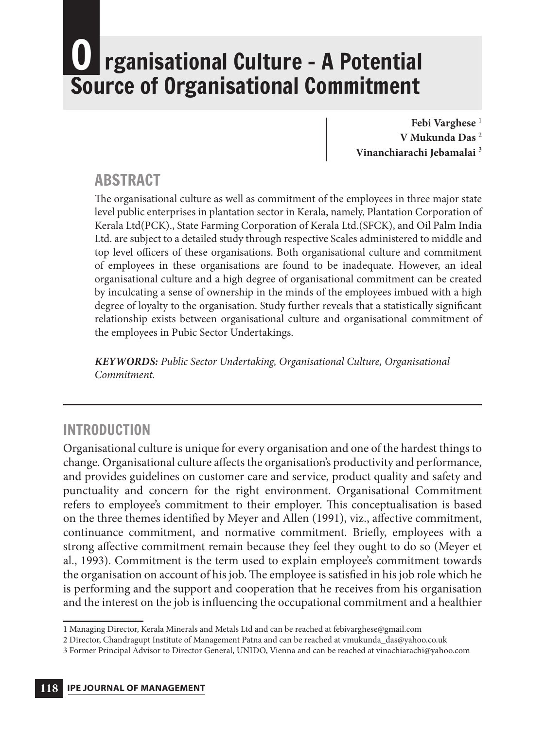# Organisational Culture - A Potential Source of Organisational Commitment

**Febi Varghese** [1]
**V Mukunda Das** [2]
**Vinanchiarachi Jebamalai** [3]

## ABSTRACT

The organisational culture as well as commitment of the employees in three major state level public enterprises in plantation sector in Kerala, namely, Plantation Corporation of Kerala Ltd(PCK)., State Farming Corporation of Kerala Ltd.(SFCK), and Oil Palm India Ltd. are subject to a detailed study through respective Scales administered to middle and top level officers of these organisations. Both organisational culture and commitment of employees in these organisations are found to be inadequate. However, an ideal organisational culture and a high degree of organisational commitment can be created by inculcating a sense of ownership in the minds of the employees imbued with a high degree of loyalty to the organisation. Study further reveals that a statistically significant relationship exists between organisational culture and organisational commitment of the employees in Pubic Sector Undertakings.

***KEYWORDS:*** *Public Sector Undertaking, Organisational Culture, Organisational Commitment.*

---

## INTRODUCTION

Organisational culture is unique for every organisation and one of the hardest things to change. Organisational culture affects the organisation's productivity and performance, and provides guidelines on customer care and service, product quality and safety and punctuality and concern for the right environment. Organisational Commitment refers to employee's commitment to their employer. This conceptualisation is based on the three themes identified by Meyer and Allen (1991), viz., affective commitment, continuance commitment, and normative commitment. Briefly, employees with a strong affective commitment remain because they feel they ought to do so (Meyer et al., 1993). Commitment is the term used to explain employee's commitment towards the organisation on account of his job. The employee is satisfied in his job role which he is performing and the support and cooperation that he receives from his organisation and the interest on the job is influencing the occupational commitment and a healthier

---

1 Managing Director, Kerala Minerals and Metals Ltd and can be reached at febivarghese@gmail.com

2 Director, Chandragupt Institute of Management Patna and can be reached at vmukunda_das@yahoo.co.uk

3 Former Principal Advisor to Director General, UNIDO, Vienna and can be reached at vinachiarachi@yahoo.com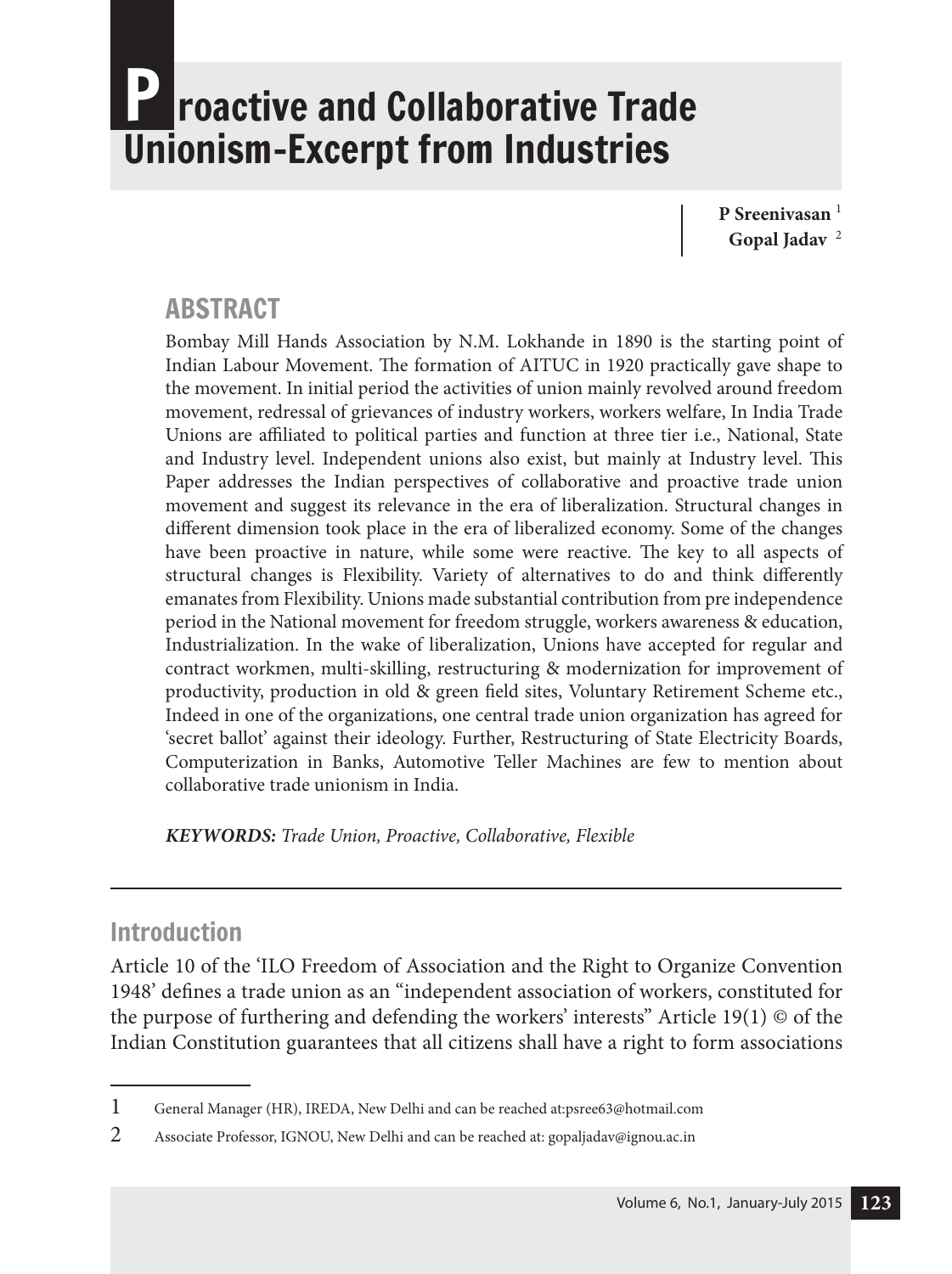# Proactive and Collaborative Trade Unionism-Excerpt from Industries

**P Sreenivasan** [1]
**Gopal Jadav** [2]

## ABSTRACT

Bombay Mill Hands Association by N.M. Lokhande in 1890 is the starting point of Indian Labour Movement. The formation of AITUC in 1920 practically gave shape to the movement. In initial period the activities of union mainly revolved around freedom movement, redressal of grievances of industry workers, workers welfare, In India Trade Unions are affiliated to political parties and function at three tier i.e., National, State and Industry level. Independent unions also exist, but mainly at Industry level. This Paper addresses the Indian perspectives of collaborative and proactive trade union movement and suggest its relevance in the era of liberalization. Structural changes in different dimension took place in the era of liberalized economy. Some of the changes have been proactive in nature, while some were reactive. The key to all aspects of structural changes is Flexibility. Variety of alternatives to do and think differently emanates from Flexibility. Unions made substantial contribution from pre independence period in the National movement for freedom struggle, workers awareness & education, Industrialization. In the wake of liberalization, Unions have accepted for regular and contract workmen, multi-skilling, restructuring & modernization for improvement of productivity, production in old & green field sites, Voluntary Retirement Scheme etc., Indeed in one of the organizations, one central trade union organization has agreed for 'secret ballot' against their ideology. Further, Restructuring of State Electricity Boards, Computerization in Banks, Automotive Teller Machines are few to mention about collaborative trade unionism in India.

***KEYWORDS:*** *Trade Union, Proactive, Collaborative, Flexible*

---

## Introduction

Article 10 of the 'ILO Freedom of Association and the Right to Organize Convention 1948' defines a trade union as an "independent association of workers, constituted for the purpose of furthering and defending the workers' interests" Article 19(1) © of the Indian Constitution guarantees that all citizens shall have a right to form associations

---

1 General Manager (HR), IREDA, New Delhi and can be reached at:psree63@hotmail.com

2 Associate Professor, IGNOU, New Delhi and can be reached at: gopaljadav@ignou.ac.in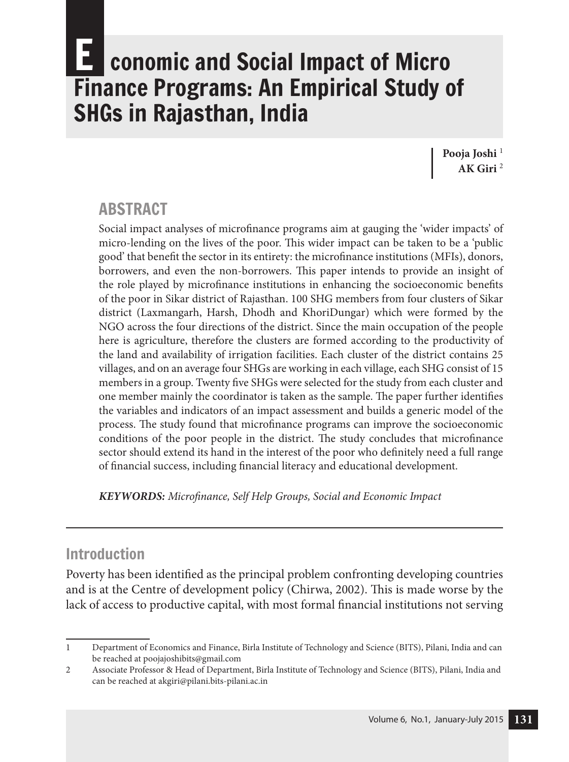# Economic and Social Impact of Micro Finance Programs: An Empirical Study of SHGs in Rajasthan, India

**Pooja Joshi** [1]
**AK Giri** [2]

## ABSTRACT

Social impact analyses of microfinance programs aim at gauging the 'wider impacts' of micro-lending on the lives of the poor. This wider impact can be taken to be a 'public good' that benefit the sector in its entirety: the microfinance institutions (MFIs), donors, borrowers, and even the non-borrowers. This paper intends to provide an insight of the role played by microfinance institutions in enhancing the socioeconomic benefits of the poor in Sikar district of Rajasthan. 100 SHG members from four clusters of Sikar district (Laxmangarh, Harsh, Dhodh and KhoriDungar) which were formed by the NGO across the four directions of the district. Since the main occupation of the people here is agriculture, therefore the clusters are formed according to the productivity of the land and availability of irrigation facilities. Each cluster of the district contains 25 villages, and on an average four SHGs are working in each village, each SHG consist of 15 members in a group. Twenty five SHGs were selected for the study from each cluster and one member mainly the coordinator is taken as the sample. The paper further identifies the variables and indicators of an impact assessment and builds a generic model of the process. The study found that microfinance programs can improve the socioeconomic conditions of the poor people in the district. The study concludes that microfinance sector should extend its hand in the interest of the poor who definitely need a full range of financial success, including financial literacy and educational development.

***KEYWORDS:*** *Microfinance, Self Help Groups, Social and Economic Impact*

---

## Introduction

Poverty has been identified as the principal problem confronting developing countries and is at the Centre of development policy (Chirwa, 2002). This is made worse by the lack of access to productive capital, with most formal financial institutions not serving

---

1 Department of Economics and Finance, Birla Institute of Technology and Science (BITS), Pilani, India and can be reached at poojajoshibits@gmail.com

2 Associate Professor & Head of Department, Birla Institute of Technology and Science (BITS), Pilani, India and can be reached at akgiri@pilani.bits-pilani.ac.in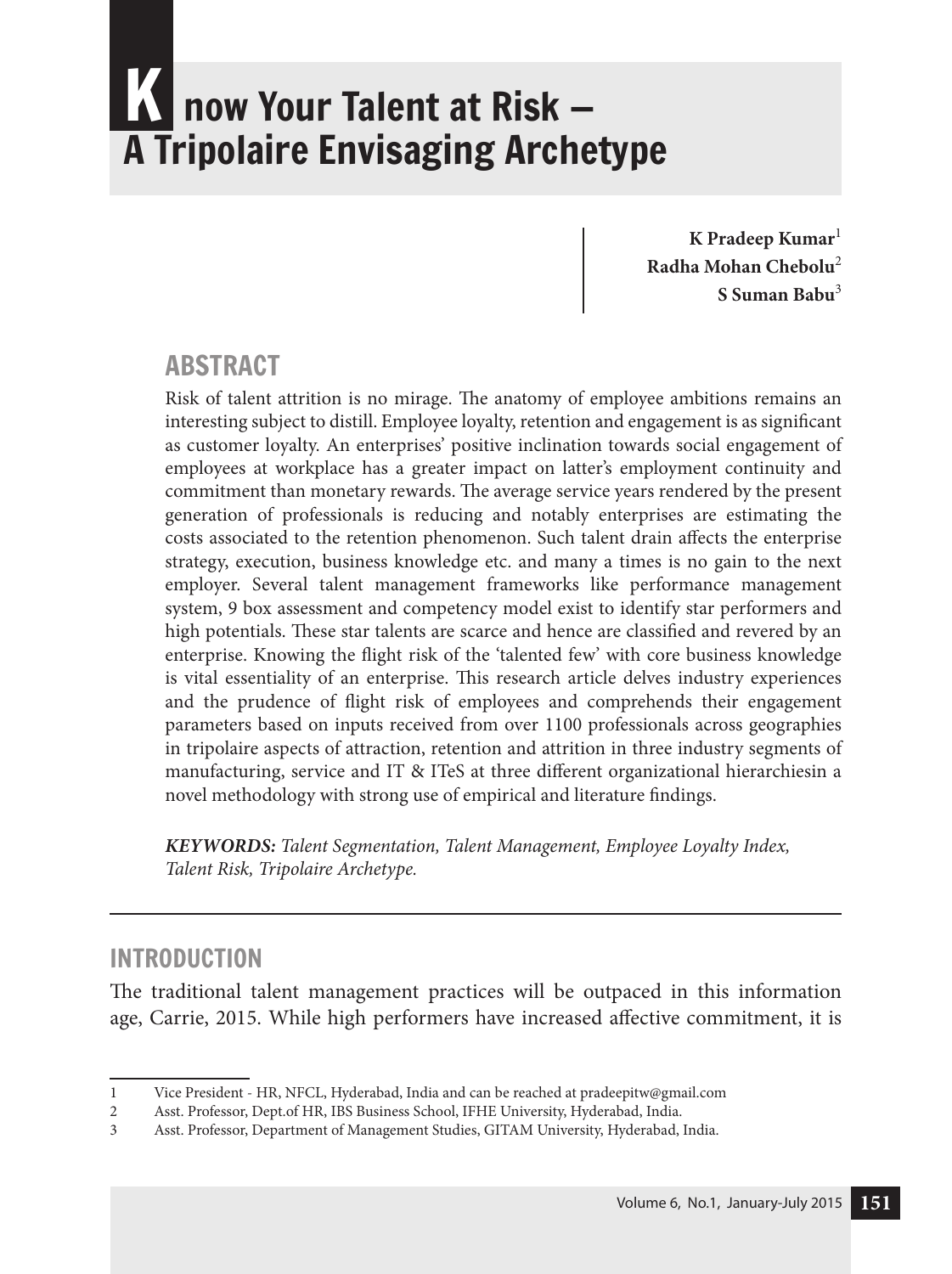# Know Your Talent at Risk – A Tripolaire Envisaging Archetype

**K Pradeep Kumar**[1]
**Radha Mohan Chebolu**[2]
**S Suman Babu**[3]

## ABSTRACT

Risk of talent attrition is no mirage. The anatomy of employee ambitions remains an interesting subject to distill. Employee loyalty, retention and engagement is as significant as customer loyalty. An enterprises' positive inclination towards social engagement of employees at workplace has a greater impact on latter's employment continuity and commitment than monetary rewards. The average service years rendered by the present generation of professionals is reducing and notably enterprises are estimating the costs associated to the retention phenomenon. Such talent drain affects the enterprise strategy, execution, business knowledge etc. and many a times is no gain to the next employer. Several talent management frameworks like performance management system, 9 box assessment and competency model exist to identify star performers and high potentials. These star talents are scarce and hence are classified and revered by an enterprise. Knowing the flight risk of the 'talented few' with core business knowledge is vital essentiality of an enterprise. This research article delves industry experiences and the prudence of flight risk of employees and comprehends their engagement parameters based on inputs received from over 1100 professionals across geographies in tripolaire aspects of attraction, retention and attrition in three industry segments of manufacturing, service and IT & ITeS at three different organizational hierarchiesin a novel methodology with strong use of empirical and literature findings.

***KEYWORDS:*** *Talent Segmentation, Talent Management, Employee Loyalty Index, Talent Risk, Tripolaire Archetype.*

## INTRODUCTION

The traditional talent management practices will be outpaced in this information age, Carrie, 2015. While high performers have increased affective commitment, it is

---

1 Vice President - HR, NFCL, Hyderabad, India and can be reached at pradeepitw@gmail.com
2 Asst. Professor, Dept.of HR, IBS Business School, IFHE University, Hyderabad, India.
3 Asst. Professor, Department of Management Studies, GITAM University, Hyderabad, India.